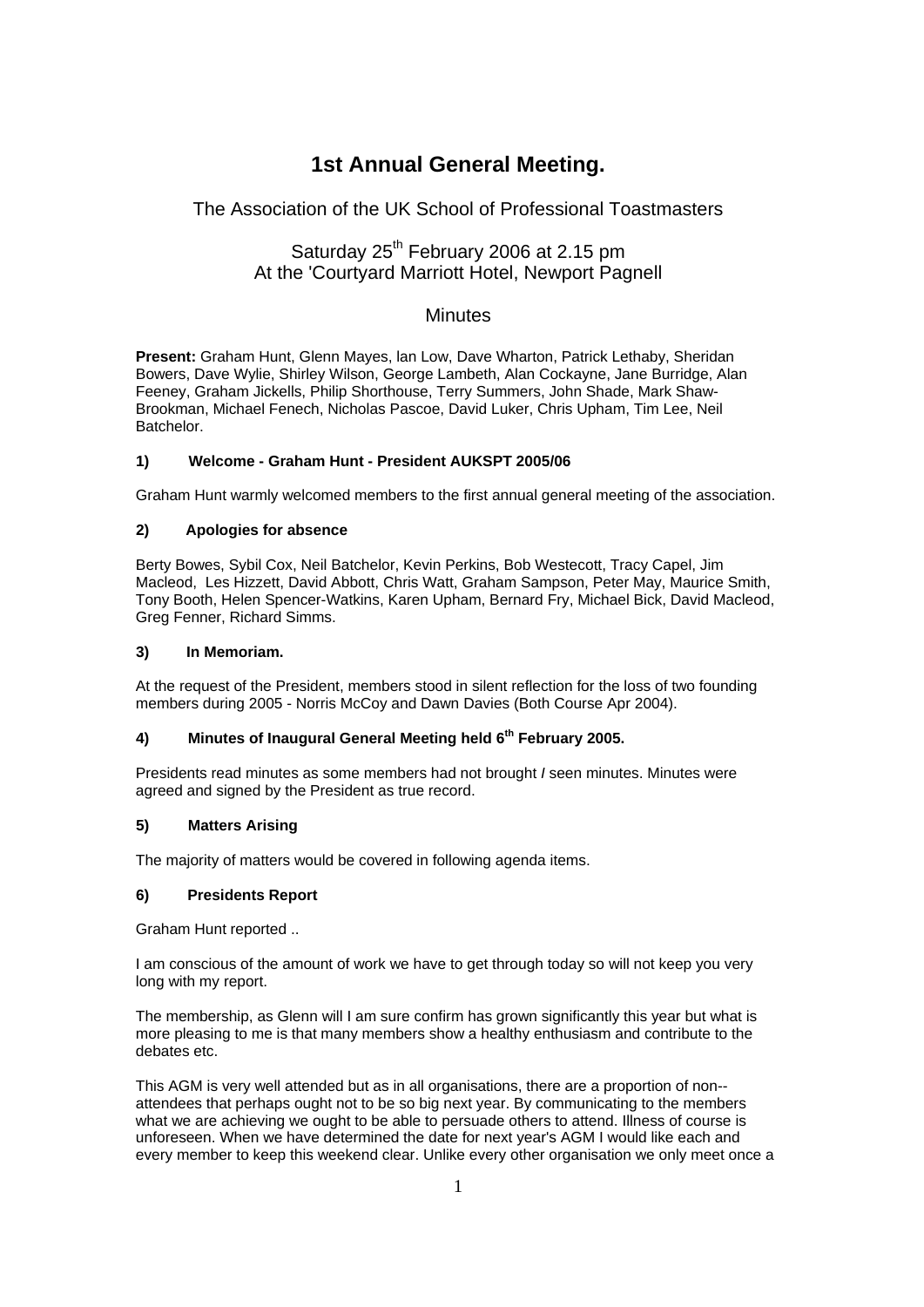# 1st Annual General Meeting.

## The Association of the UK School of Professional Toastmasters

### Saturday 25th February 2006 at 2.15 pm
### At the 'Courtyard Marriott Hotel, Newport Pagnell

### Minutes

**Present:** Graham Hunt, Glenn Mayes, Ian Low, Dave Wharton, Patrick Lethaby, Sheridan Bowers, Dave Wylie, Shirley Wilson, George Lambeth, Alan Cockayne, Jane Burridge, Alan Feeney, Graham Jickells, Philip Shorthouse, Terry Summers, John Shade, Mark Shaw-Brookman, Michael Fenech, Nicholas Pascoe, David Luker, Chris Upham, Tim Lee, Neil Batchelor.

#### 1) Welcome - Graham Hunt - President AUKSPT 2005/06

Graham Hunt warmly welcomed members to the first annual general meeting of the association.

#### 2) Apologies for absence

Berty Bowes, Sybil Cox, Neil Batchelor, Kevin Perkins, Bob Westecott, Tracy Capel, Jim Macleod, Les Hizzett, David Abbott, Chris Watt, Graham Sampson, Peter May, Maurice Smith, Tony Booth, Helen Spencer-Watkins, Karen Upham, Bernard Fry, Michael Bick, David Macleod, Greg Fenner, Richard Simms.

#### 3) In Memoriam.

At the request of the President, members stood in silent reflection for the loss of two founding members during 2005 - Norris McCoy and Dawn Davies (Both Course Apr 2004).

#### 4) Minutes of Inaugural General Meeting held 6th February 2005.

Presidents read minutes as some members had not brought / seen minutes. Minutes were agreed and signed by the President as true record.

#### 5) Matters Arising

The majority of matters would be covered in following agenda items.

#### 6) Presidents Report

Graham Hunt reported ..

I am conscious of the amount of work we have to get through today so will not keep you very long with my report.

The membership, as Glenn will I am sure confirm has grown significantly this year but what is more pleasing to me is that many members show a healthy enthusiasm and contribute to the debates etc.

This AGM is very well attended but as in all organisations, there are a proportion of non--attendees that perhaps ought not to be so big next year. By communicating to the members what we are achieving we ought to be able to persuade others to attend. Illness of course is unforeseen. When we have determined the date for next year's AGM I would like each and every member to keep this weekend clear. Unlike every other organisation we only meet once a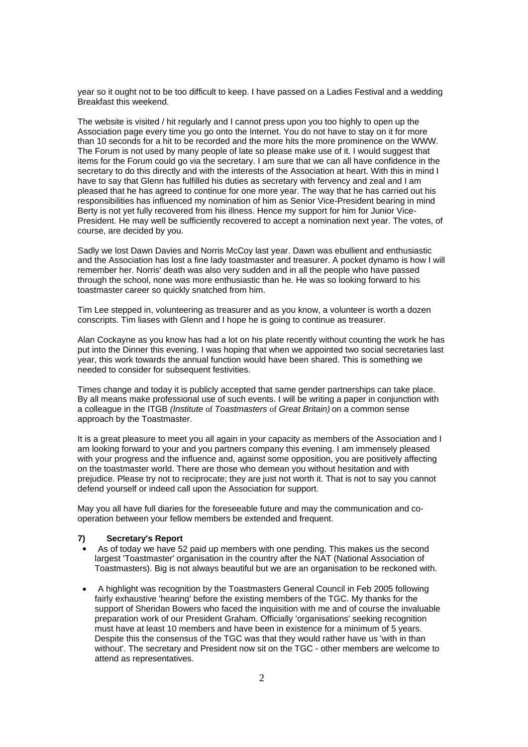year so it ought not to be too difficult to keep. I have passed on a Ladies Festival and a wedding Breakfast this weekend.

The website is visited / hit regularly and I cannot press upon you too highly to open up the Association page every time you go onto the Internet. You do not have to stay on it for more than 10 seconds for a hit to be recorded and the more hits the more prominence on the WWW. The Forum is not used by many people of late so please make use of it. I would suggest that items for the Forum could go via the secretary. I am sure that we can all have confidence in the secretary to do this directly and with the interests of the Association at heart. With this in mind I have to say that Glenn has fulfilled his duties as secretary with fervency and zeal and I am pleased that he has agreed to continue for one more year. The way that he has carried out his responsibilities has influenced my nomination of him as Senior Vice-President bearing in mind Berty is not yet fully recovered from his illness. Hence my support for him for Junior Vice-President. He may well be sufficiently recovered to accept a nomination next year. The votes, of course, are decided by you.

Sadly we lost Dawn Davies and Norris McCoy last year. Dawn was ebullient and enthusiastic and the Association has lost a fine lady toastmaster and treasurer. A pocket dynamo is how I will remember her. Norris' death was also very sudden and in all the people who have passed through the school, none was more enthusiastic than he. He was so looking forward to his toastmaster career so quickly snatched from him.

Tim Lee stepped in, volunteering as treasurer and as you know, a volunteer is worth a dozen conscripts. Tim liases with Glenn and I hope he is going to continue as treasurer.

Alan Cockayne as you know has had a lot on his plate recently without counting the work he has put into the Dinner this evening. I was hoping that when we appointed two social secretaries last year, this work towards the annual function would have been shared. This is something we needed to consider for subsequent festivities.

Times change and today it is publicly accepted that same gender partnerships can take place. By all means make professional use of such events. I will be writing a paper in conjunction with a colleague in the ITGB *(Institute of Toastmasters of Great Britain)* on a common sense approach by the Toastmaster.

It is a great pleasure to meet you all again in your capacity as members of the Association and I am looking forward to your and you partners company this evening. I am immensely pleased with your progress and the influence and, against some opposition, you are positively affecting on the toastmaster world. There are those who demean you without hesitation and with prejudice. Please try not to reciprocate; they are just not worth it. That is not to say you cannot defend yourself or indeed call upon the Association for support.

May you all have full diaries for the foreseeable future and may the communication and co-operation between your fellow members be extended and frequent.

**7) Secretary's Report**

- As of today we have 52 paid up members with one pending. This makes us the second largest 'Toastmaster' organisation in the country after the NAT (National Association of Toastmasters). Big is not always beautiful but we are an organisation to be reckoned with.

- A highlight was recognition by the Toastmasters General Council in Feb 2005 following fairly exhaustive 'hearing' before the existing members of the TGC. My thanks for the support of Sheridan Bowers who faced the inquisition with me and of course the invaluable preparation work of our President Graham. Officially 'organisations' seeking recognition must have at least 10 members and have been in existence for a minimum of 5 years. Despite this the consensus of the TGC was that they would rather have us 'with in than without'. The secretary and President now sit on the TGC - other members are welcome to attend as representatives.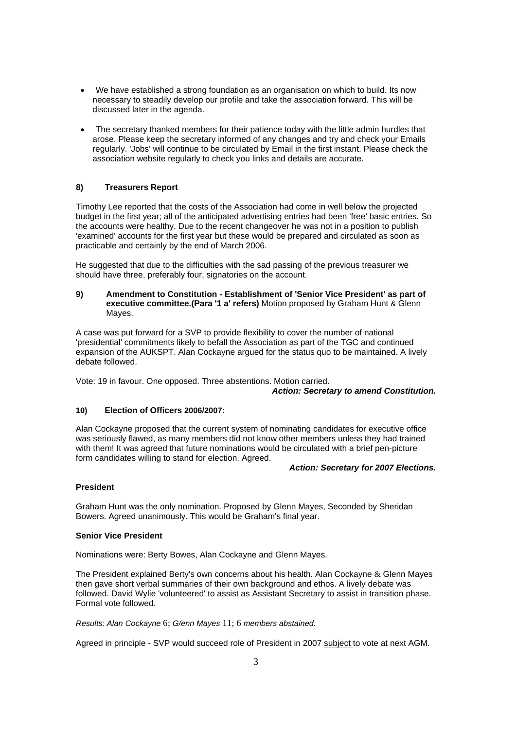- We have established a strong foundation as an organisation on which to build. Its now necessary to steadily develop our profile and take the association forward. This will be discussed later in the agenda.

- The secretary thanked members for their patience today with the little admin hurdles that arose. Please keep the secretary informed of any changes and try and check your Emails regularly. 'Jobs' will continue to be circulated by Email in the first instant. Please check the association website regularly to check you links and details are accurate.

**8) Treasurers Report**

Timothy Lee reported that the costs of the Association had come in well below the projected budget in the first year; all of the anticipated advertising entries had been 'free' basic entries. So the accounts were healthy. Due to the recent changeover he was not in a position to publish 'examined' accounts for the first year but these would be prepared and circulated as soon as practicable and certainly by the end of March 2006.

He suggested that due to the difficulties with the sad passing of the previous treasurer we should have three, preferably four, signatories on the account.

**9) Amendment to Constitution - Establishment of 'Senior Vice President' as part of executive committee.(Para '1 a' refers)** Motion proposed by Graham Hunt & Glenn Mayes.

A case was put forward for a SVP to provide flexibility to cover the number of national 'presidential' commitments likely to befall the Association as part of the TGC and continued expansion of the AUKSPT. Alan Cockayne argued for the status quo to be maintained. A lively debate followed.

Vote: 19 in favour. One opposed. Three abstentions. Motion carried.

***Action: Secretary to amend Constitution.***

**10) Election of Officers 2006/2007:**

Alan Cockayne proposed that the current system of nominating candidates for executive office was seriously flawed, as many members did not know other members unless they had trained with them! It was agreed that future nominations would be circulated with a brief pen-picture form candidates willing to stand for election. Agreed.

***Action: Secretary for 2007 Elections.***

**President**

Graham Hunt was the only nomination. Proposed by Glenn Mayes, Seconded by Sheridan Bowers. Agreed unanimously. This would be Graham's final year.

**Senior Vice President**

Nominations were: Berty Bowes, Alan Cockayne and Glenn Mayes.

The President explained Berty's own concerns about his health. Alan Cockayne & Glenn Mayes then gave short verbal summaries of their own background and ethos. A lively debate was followed. David Wylie 'volunteered' to assist as Assistant Secretary to assist in transition phase. Formal vote followed.

*Results: Alan Cockayne 6; G/enn Mayes 11; 6 members abstained.*

Agreed in principle - SVP would succeed role of President in 2007 <u>subject</u> to vote at next AGM.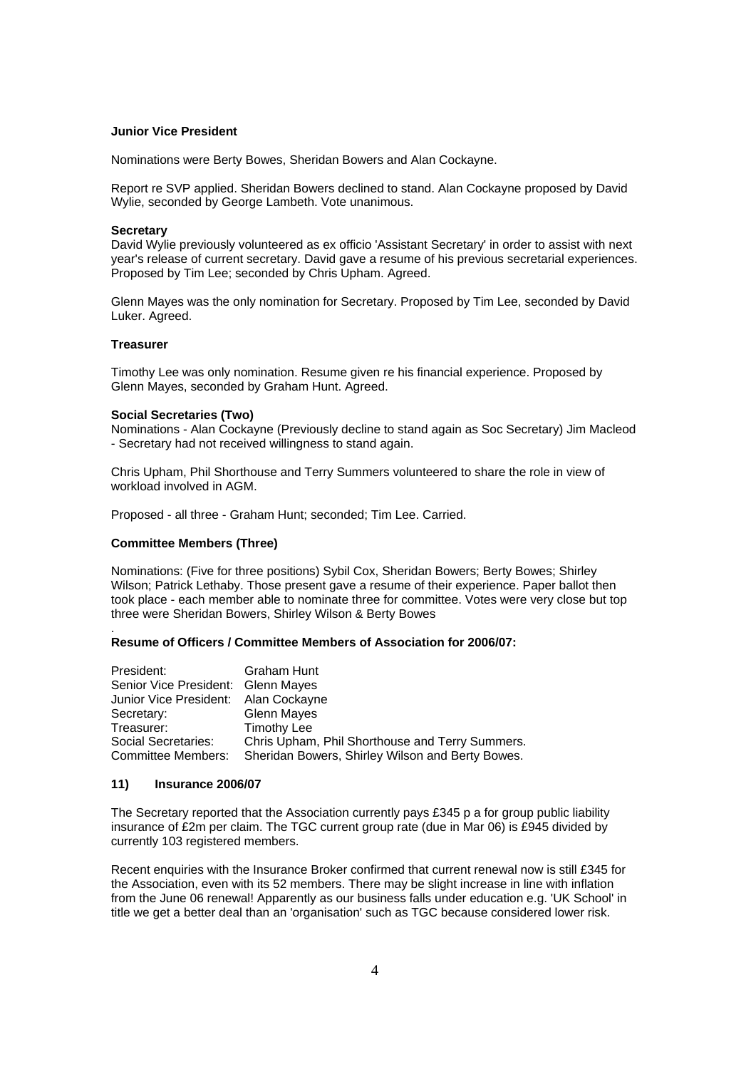**Junior Vice President**

Nominations were Berty Bowes, Sheridan Bowers and Alan Cockayne.

Report re SVP applied. Sheridan Bowers declined to stand. Alan Cockayne proposed by David Wylie, seconded by George Lambeth. Vote unanimous.

**Secretary**

David Wylie previously volunteered as ex officio 'Assistant Secretary' in order to assist with next year's release of current secretary. David gave a resume of his previous secretarial experiences. Proposed by Tim Lee; seconded by Chris Upham. Agreed.

Glenn Mayes was the only nomination for Secretary. Proposed by Tim Lee, seconded by David Luker. Agreed.

**Treasurer**

Timothy Lee was only nomination. Resume given re his financial experience. Proposed by Glenn Mayes, seconded by Graham Hunt. Agreed.

**Social Secretaries (Two)**

Nominations - Alan Cockayne (Previously decline to stand again as Soc Secretary) Jim Macleod - Secretary had not received willingness to stand again.

Chris Upham, Phil Shorthouse and Terry Summers volunteered to share the role in view of workload involved in AGM.

Proposed - all three - Graham Hunt; seconded; Tim Lee. Carried.

**Committee Members (Three)**

Nominations: (Five for three positions) Sybil Cox, Sheridan Bowers; Berty Bowes; Shirley Wilson; Patrick Lethaby. Those present gave a resume of their experience. Paper ballot then took place - each member able to nominate three for committee. Votes were very close but top three were Sheridan Bowers, Shirley Wilson & Berty Bowes

.

**Resume of Officers / Committee Members of Association for 2006/07:**

| | |
|---|---|
| President: | Graham Hunt |
| Senior Vice President: | Glenn Mayes |
| Junior Vice President: | Alan Cockayne |
| Secretary: | Glenn Mayes |
| Treasurer: | Timothy Lee |
| Social Secretaries: | Chris Upham, Phil Shorthouse and Terry Summers. |
| Committee Members: | Sheridan Bowers, Shirley Wilson and Berty Bowes. |

### 11) Insurance 2006/07

The Secretary reported that the Association currently pays £345 p a for group public liability insurance of £2m per claim. The TGC current group rate (due in Mar 06) is £945 divided by currently 103 registered members.

Recent enquiries with the Insurance Broker confirmed that current renewal now is still £345 for the Association, even with its 52 members. There may be slight increase in line with inflation from the June 06 renewal! Apparently as our business falls under education e.g. 'UK School' in title we get a better deal than an 'organisation' such as TGC because considered lower risk.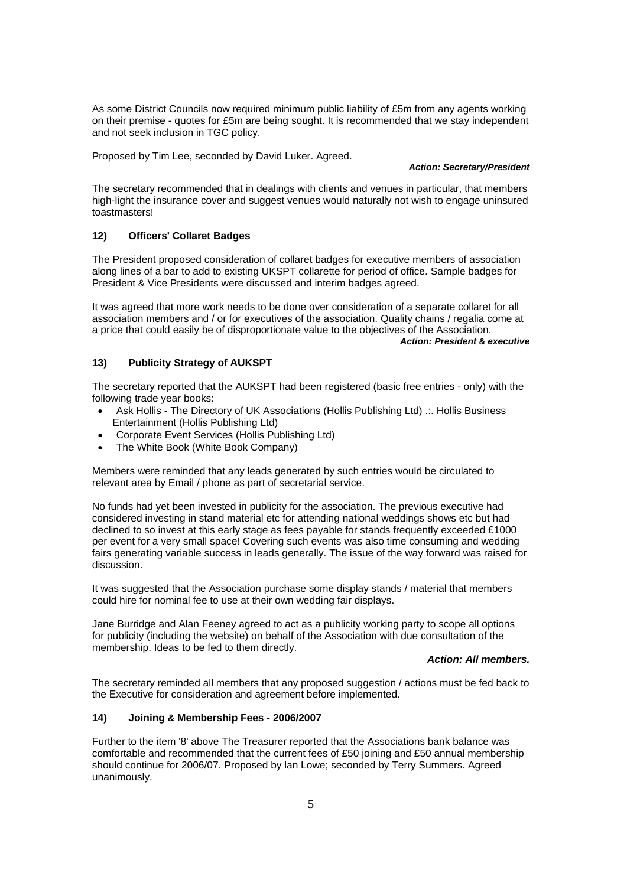As some District Councils now required minimum public liability of £5m from any agents working on their premise - quotes for £5m are being sought. It is recommended that we stay independent and not seek inclusion in TGC policy.

Proposed by Tim Lee, seconded by David Luker. Agreed.

***Action: Secretary/President***

The secretary recommended that in dealings with clients and venues in particular, that members high-light the insurance cover and suggest venues would naturally not wish to engage uninsured toastmasters!

### 12) Officers' Collaret Badges

The President proposed consideration of collaret badges for executive members of association along lines of a bar to add to existing UKSPT collarette for period of office. Sample badges for President & Vice Presidents were discussed and interim badges agreed.

It was agreed that more work needs to be done over consideration of a separate collaret for all association members and / or for executives of the association. Quality chains / regalia come at a price that could easily be of disproportionate value to the objectives of the Association.

***Action: President & executive***

### 13) Publicity Strategy of AUKSPT

The secretary reported that the AUKSPT had been registered (basic free entries - only) with the following trade year books:

- Ask Hollis - The Directory of UK Associations (Hollis Publishing Ltd) .:. Hollis Business Entertainment (Hollis Publishing Ltd)
- Corporate Event Services (Hollis Publishing Ltd)
- The White Book (White Book Company)

Members were reminded that any leads generated by such entries would be circulated to relevant area by Email / phone as part of secretarial service.

No funds had yet been invested in publicity for the association. The previous executive had considered investing in stand material etc for attending national weddings shows etc but had declined to so invest at this early stage as fees payable for stands frequently exceeded £1000 per event for a very small space! Covering such events was also time consuming and wedding fairs generating variable success in leads generally. The issue of the way forward was raised for discussion.

It was suggested that the Association purchase some display stands / material that members could hire for nominal fee to use at their own wedding fair displays.

Jane Burridge and Alan Feeney agreed to act as a publicity working party to scope all options for publicity (including the website) on behalf of the Association with due consultation of the membership. Ideas to be fed to them directly.

***Action: All members.***

The secretary reminded all members that any proposed suggestion / actions must be fed back to the Executive for consideration and agreement before implemented.

### 14) Joining & Membership Fees - 2006/2007

Further to the item '8' above The Treasurer reported that the Associations bank balance was comfortable and recommended that the current fees of £50 joining and £50 annual membership should continue for 2006/07. Proposed by Ian Lowe; seconded by Terry Summers. Agreed unanimously.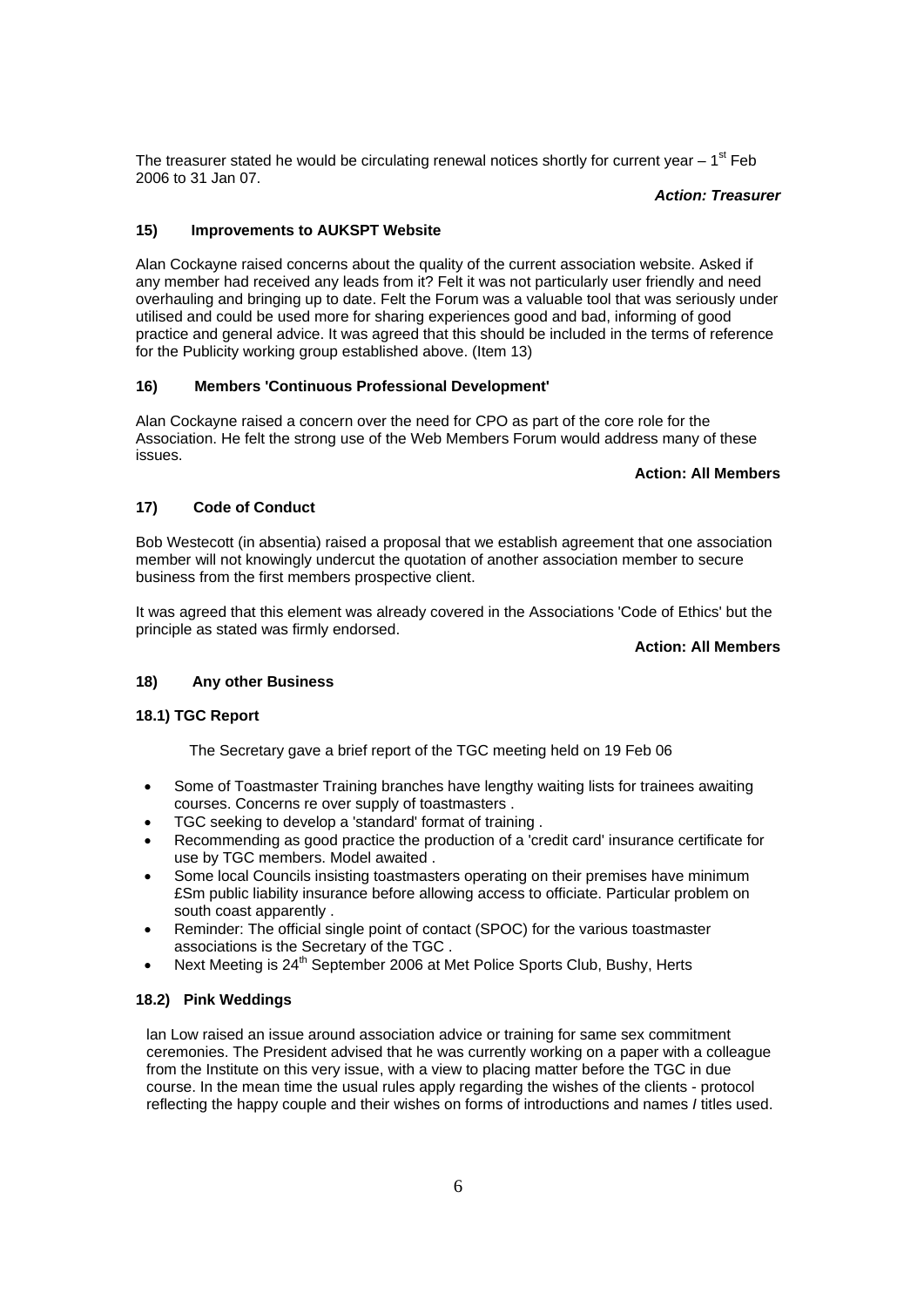The treasurer stated he would be circulating renewal notices shortly for current year – 1st Feb 2006 to 31 Jan 07.

***Action: Treasurer***

**15) Improvements to AUKSPT Website**

Alan Cockayne raised concerns about the quality of the current association website. Asked if any member had received any leads from it? Felt it was not particularly user friendly and need overhauling and bringing up to date. Felt the Forum was a valuable tool that was seriously under utilised and could be used more for sharing experiences good and bad, informing of good practice and general advice. It was agreed that this should be included in the terms of reference for the Publicity working group established above. (Item 13)

**16) Members 'Continuous Professional Development'**

Alan Cockayne raised a concern over the need for CPO as part of the core role for the Association. He felt the strong use of the Web Members Forum would address many of these issues.

**Action: All Members**

**17) Code of Conduct**

Bob Westecott (in absentia) raised a proposal that we establish agreement that one association member will not knowingly undercut the quotation of another association member to secure business from the first members prospective client.

It was agreed that this element was already covered in the Associations 'Code of Ethics' but the principle as stated was firmly endorsed.

**Action: All Members**

**18) Any other Business**

**18.1) TGC Report**

The Secretary gave a brief report of the TGC meeting held on 19 Feb 06

- Some of Toastmaster Training branches have lengthy waiting lists for trainees awaiting courses. Concerns re over supply of toastmasters .
- TGC seeking to develop a 'standard' format of training .
- Recommending as good practice the production of a 'credit card' insurance certificate for use by TGC members. Model awaited .
- Some local Councils insisting toastmasters operating on their premises have minimum £Sm public liability insurance before allowing access to officiate. Particular problem on south coast apparently .
- Reminder: The official single point of contact (SPOC) for the various toastmaster associations is the Secretary of the TGC .
- Next Meeting is 24th September 2006 at Met Police Sports Club, Bushy, Herts

**18.2) Pink Weddings**

Ian Low raised an issue around association advice or training for same sex commitment ceremonies. The President advised that he was currently working on a paper with a colleague from the Institute on this very issue, with a view to placing matter before the TGC in due course. In the mean time the usual rules apply regarding the wishes of the clients - protocol reflecting the happy couple and their wishes on forms of introductions and names / titles used.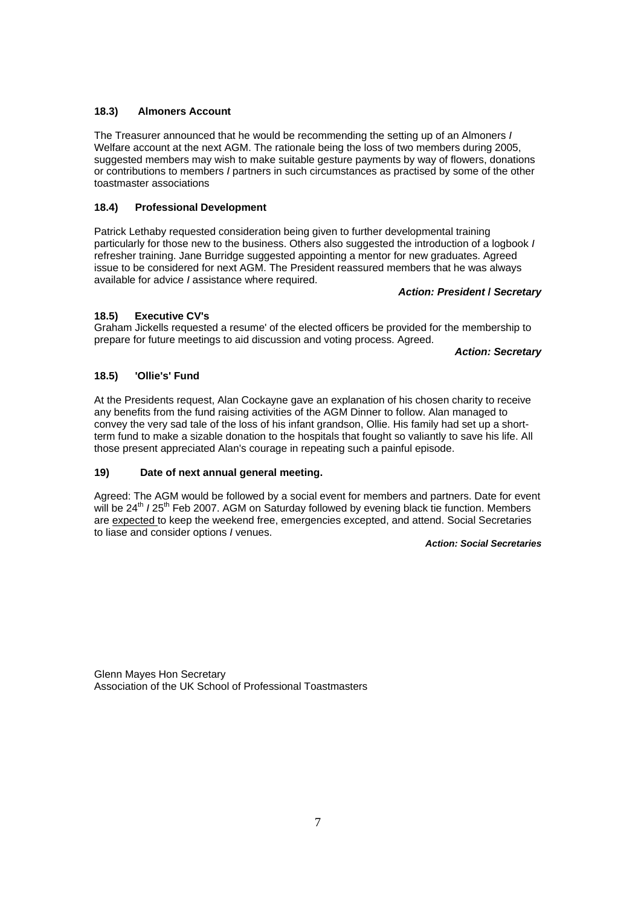### 18.3) Almoners Account

The Treasurer announced that he would be recommending the setting up of an Almoners / Welfare account at the next AGM. The rationale being the loss of two members during 2005, suggested members may wish to make suitable gesture payments by way of flowers, donations or contributions to members / partners in such circumstances as practised by some of the other toastmaster associations

### 18.4) Professional Development

Patrick Lethaby requested consideration being given to further developmental training particularly for those new to the business. Others also suggested the introduction of a logbook / refresher training. Jane Burridge suggested appointing a mentor for new graduates. Agreed issue to be considered for next AGM. The President reassured members that he was always available for advice / assistance where required.

***Action: President / Secretary***

### 18.5) Executive CV's

Graham Jickells requested a resume' of the elected officers be provided for the membership to prepare for future meetings to aid discussion and voting process. Agreed.

***Action: Secretary***

### 18.5) 'Ollie's' Fund

At the Presidents request, Alan Cockayne gave an explanation of his chosen charity to receive any benefits from the fund raising activities of the AGM Dinner to follow. Alan managed to convey the very sad tale of the loss of his infant grandson, Ollie. His family had set up a short-term fund to make a sizable donation to the hospitals that fought so valiantly to save his life. All those present appreciated Alan's courage in repeating such a painful episode.

### 19) Date of next annual general meeting.

Agreed: The AGM would be followed by a social event for members and partners. Date for event will be 24th / 25th Feb 2007. AGM on Saturday followed by evening black tie function. Members are <u>expected</u> to keep the weekend free, emergencies excepted, and attend. Social Secretaries to liase and consider options / venues.

***Action: Social Secretaries***

Glenn Mayes Hon Secretary
Association of the UK School of Professional Toastmasters